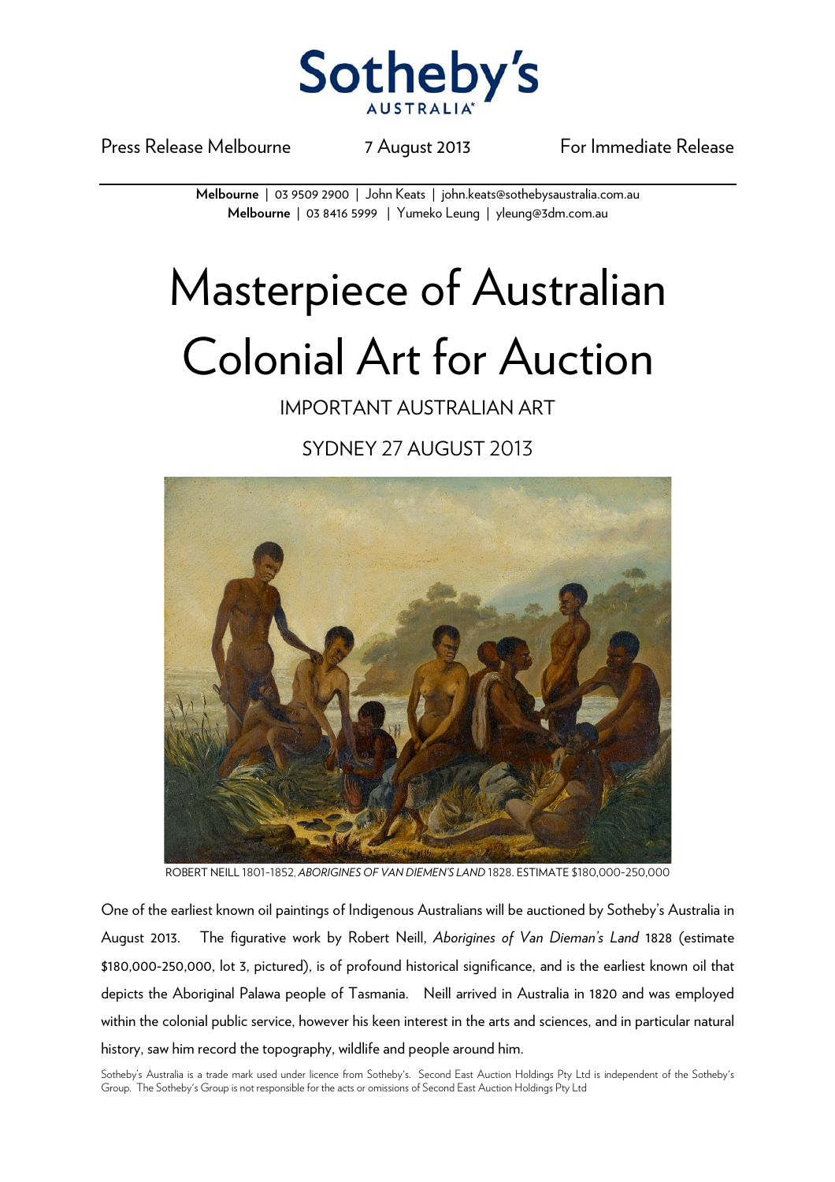Sotheby's
AUSTRALIA

Press Release Melbourne 7 August 2013 For Immediate Release

**Melbourne** | 03 9509 2900 | John Keats | john.keats@sothebysaustralia.com.au
**Melbourne** | 03 8416 5999 | Yumeko Leung | yleung@3dm.com.au

# Masterpiece of Australian Colonial Art for Auction

IMPORTANT AUSTRALIAN ART

SYDNEY 27 AUGUST 2013

ROBERT NEILL 1801-1852, *ABORIGINES OF VAN DIEMEN'S LAND* 1828. ESTIMATE $180,000-250,000

One of the earliest known oil paintings of Indigenous Australians will be auctioned by Sotheby's Australia in August 2013. The figurative work by Robert Neill, *Aborigines of Van Dieman's Land* 1828 (estimate $180,000-250,000, lot 3, pictured), is of profound historical significance, and is the earliest known oil that depicts the Aboriginal Palawa people of Tasmania. Neill arrived in Australia in 1820 and was employed within the colonial public service, however his keen interest in the arts and sciences, and in particular natural history, saw him record the topography, wildlife and people around him.

Sotheby's Australia is a trade mark used under licence from Sotheby's. Second East Auction Holdings Pty Ltd is independent of the Sotheby's Group. The Sotheby's Group is not responsible for the acts or omissions of Second East Auction Holdings Pty Ltd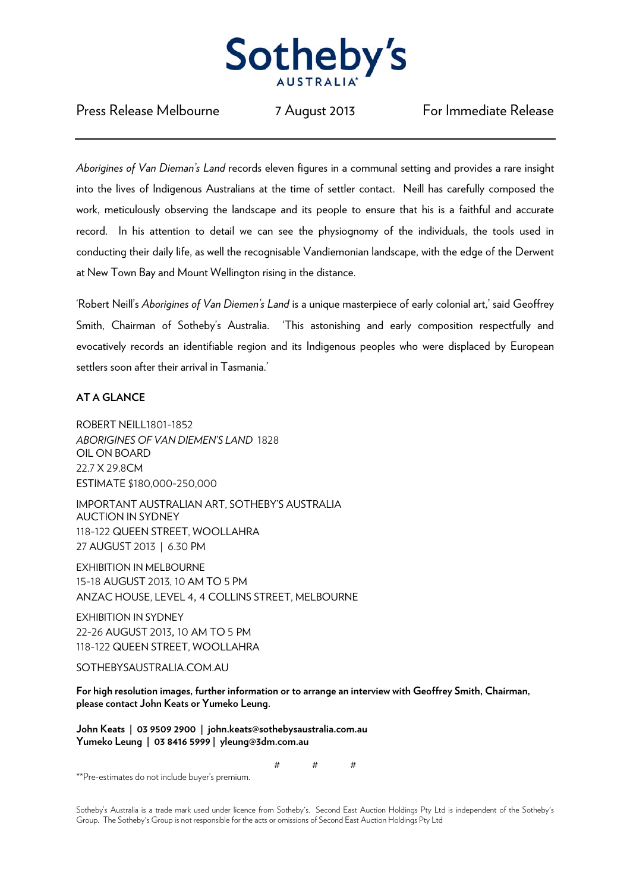Press Release Melbourne 7 August 2013 For Immediate Release

*Aborigines of Van Dieman's Land* records eleven figures in a communal setting and provides a rare insight into the lives of Indigenous Australians at the time of settler contact. Neill has carefully composed the work, meticulously observing the landscape and its people to ensure that his is a faithful and accurate record. In his attention to detail we can see the physiognomy of the individuals, the tools used in conducting their daily life, as well the recognisable Vandiemonian landscape, with the edge of the Derwent at New Town Bay and Mount Wellington rising in the distance.

'Robert Neill's *Aborigines of Van Diemen's Land* is a unique masterpiece of early colonial art,' said Geoffrey Smith, Chairman of Sotheby's Australia. 'This astonishing and early composition respectfully and evocatively records an identifiable region and its Indigenous peoples who were displaced by European settlers soon after their arrival in Tasmania.'

**AT A GLANCE**

ROBERT NEILL1801-1852
*ABORIGINES OF VAN DIEMEN'S LAND* 1828
OIL ON BOARD
22.7 X 29.8CM
ESTIMATE $180,000-250,000

IMPORTANT AUSTRALIAN ART, SOTHEBY'S AUSTRALIA
AUCTION IN SYDNEY
118-122 QUEEN STREET, WOOLLAHRA
27 AUGUST 2013 | 6.30 PM

EXHIBITION IN MELBOURNE
15-18 AUGUST 2013, 10 AM TO 5 PM
ANZAC HOUSE, LEVEL 4, 4 COLLINS STREET, MELBOURNE

EXHIBITION IN SYDNEY
22-26 AUGUST 2013, 10 AM TO 5 PM
118-122 QUEEN STREET, WOOLLAHRA

SOTHEBYSAUSTRALIA.COM.AU

**For high resolution images, further information or to arrange an interview with Geoffrey Smith, Chairman, please contact John Keats or Yumeko Leung.**

**John Keats | 03 9509 2900 | john.keats@sothebysaustralia.com.au**
**Yumeko Leung | 03 8416 5999 | yleung@3dm.com.au**

# # #

**Pre-estimates do not include buyer's premium.

Sotheby's Australia is a trade mark used under licence from Sotheby's. Second East Auction Holdings Pty Ltd is independent of the Sotheby's Group. The Sotheby's Group is not responsible for the acts or omissions of Second East Auction Holdings Pty Ltd